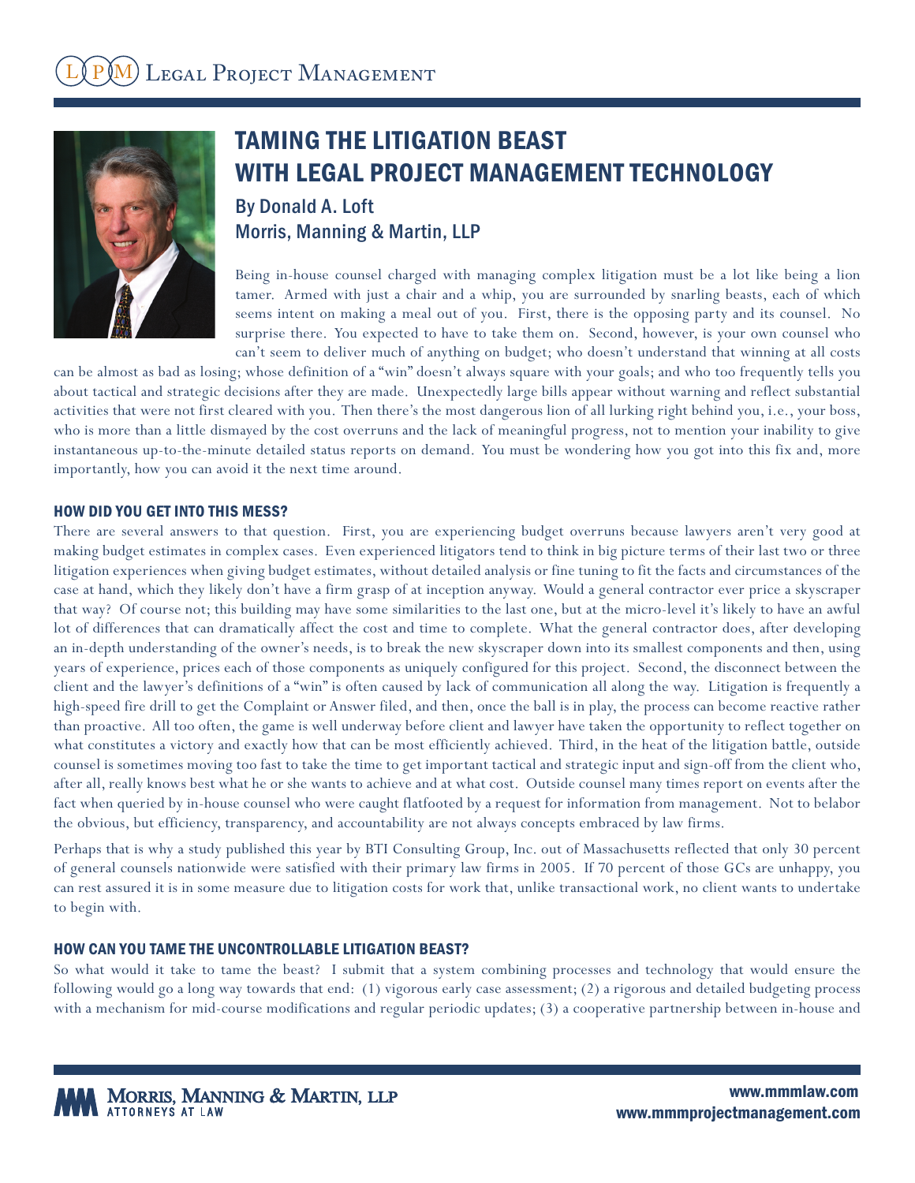# TAMING THE LITIGATION BEAST WITH LEGAL PROJECT MANAGEMENT TECHNOLOGY

By Donald A. Loft
Morris, Manning & Martin, LLP

Being in-house counsel charged with managing complex litigation must be a lot like being a lion tamer. Armed with just a chair and a whip, you are surrounded by snarling beasts, each of which seems intent on making a meal out of you. First, there is the opposing party and its counsel. No surprise there. You expected to have to take them on. Second, however, is your own counsel who can't seem to deliver much of anything on budget; who doesn't understand that winning at all costs can be almost as bad as losing; whose definition of a "win" doesn't always square with your goals; and who too frequently tells you about tactical and strategic decisions after they are made. Unexpectedly large bills appear without warning and reflect substantial activities that were not first cleared with you. Then there's the most dangerous lion of all lurking right behind you, i.e., your boss, who is more than a little dismayed by the cost overruns and the lack of meaningful progress, not to mention your inability to give instantaneous up-to-the-minute detailed status reports on demand. You must be wondering how you got into this fix and, more importantly, how you can avoid it the next time around.

## HOW DID YOU GET INTO THIS MESS?

There are several answers to that question. First, you are experiencing budget overruns because lawyers aren't very good at making budget estimates in complex cases. Even experienced litigators tend to think in big picture terms of their last two or three litigation experiences when giving budget estimates, without detailed analysis or fine tuning to fit the facts and circumstances of the case at hand, which they likely don't have a firm grasp of at inception anyway. Would a general contractor ever price a skyscraper that way? Of course not; this building may have some similarities to the last one, but at the micro-level it's likely to have an awful lot of differences that can dramatically affect the cost and time to complete. What the general contractor does, after developing an in-depth understanding of the owner's needs, is to break the new skyscraper down into its smallest components and then, using years of experience, prices each of those components as uniquely configured for this project. Second, the disconnect between the client and the lawyer's definitions of a "win" is often caused by lack of communication all along the way. Litigation is frequently a high-speed fire drill to get the Complaint or Answer filed, and then, once the ball is in play, the process can become reactive rather than proactive. All too often, the game is well underway before client and lawyer have taken the opportunity to reflect together on what constitutes a victory and exactly how that can be most efficiently achieved. Third, in the heat of the litigation battle, outside counsel is sometimes moving too fast to take the time to get important tactical and strategic input and sign-off from the client who, after all, really knows best what he or she wants to achieve and at what cost. Outside counsel many times report on events after the fact when queried by in-house counsel who were caught flatfooted by a request for information from management. Not to belabor the obvious, but efficiency, transparency, and accountability are not always concepts embraced by law firms.

Perhaps that is why a study published this year by BTI Consulting Group, Inc. out of Massachusetts reflected that only 30 percent of general counsels nationwide were satisfied with their primary law firms in 2005. If 70 percent of those GCs are unhappy, you can rest assured it is in some measure due to litigation costs for work that, unlike transactional work, no client wants to undertake to begin with.

## HOW CAN YOU TAME THE UNCONTROLLABLE LITIGATION BEAST?

So what would it take to tame the beast? I submit that a system combining processes and technology that would ensure the following would go a long way towards that end: (1) vigorous early case assessment; (2) a rigorous and detailed budgeting process with a mechanism for mid-course modifications and regular periodic updates; (3) a cooperative partnership between in-house and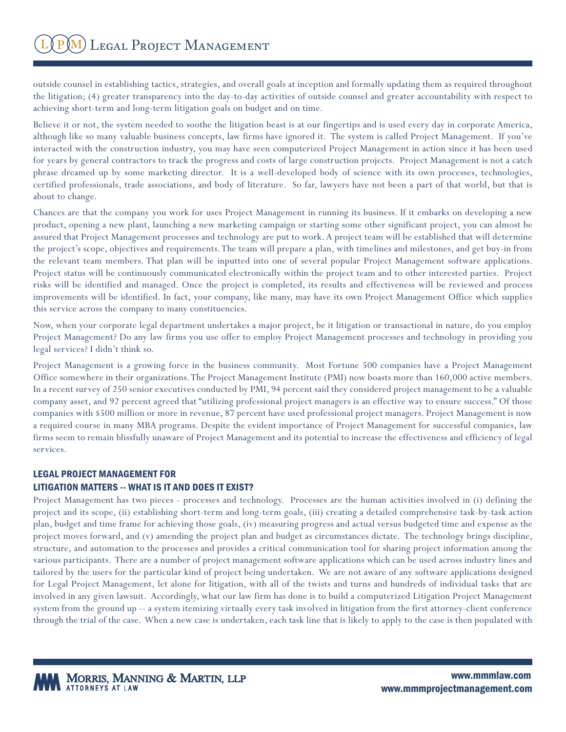outside counsel in establishing tactics, strategies, and overall goals at inception and formally updating them as required throughout the litigation; (4) greater transparency into the day-to-day activities of outside counsel and greater accountability with respect to achieving short-term and long-term litigation goals on budget and on time.

Believe it or not, the system needed to soothe the litigation beast is at our fingertips and is used every day in corporate America, although like so many valuable business concepts, law firms have ignored it. The system is called Project Management. If you've interacted with the construction industry, you may have seen computerized Project Management in action since it has been used for years by general contractors to track the progress and costs of large construction projects. Project Management is not a catch phrase dreamed up by some marketing director. It is a well-developed body of science with its own processes, technologies, certified professionals, trade associations, and body of literature. So far, lawyers have not been a part of that world, but that is about to change.

Chances are that the company you work for uses Project Management in running its business. If it embarks on developing a new product, opening a new plant, launching a new marketing campaign or starting some other significant project, you can almost be assured that Project Management processes and technology are put to work. A project team will be established that will determine the project's scope, objectives and requirements. The team will prepare a plan, with timelines and milestones, and get buy-in from the relevant team members. That plan will be inputted into one of several popular Project Management software applications. Project status will be continuously communicated electronically within the project team and to other interested parties. Project risks will be identified and managed. Once the project is completed, its results and effectiveness will be reviewed and process improvements will be identified. In fact, your company, like many, may have its own Project Management Office which supplies this service across the company to many constituencies.

Now, when your corporate legal department undertakes a major project, be it litigation or transactional in nature, do you employ Project Management? Do any law firms you use offer to employ Project Management processes and technology in providing you legal services? I didn't think so.

Project Management is a growing force in the business community. Most Fortune 500 companies have a Project Management Office somewhere in their organizations. The Project Management Institute (PMI) now boasts more than 160,000 active members. In a recent survey of 250 senior executives conducted by PMI, 94 percent said they considered project management to be a valuable company asset, and 92 percent agreed that "utilizing professional project managers is an effective way to ensure success." Of those companies with $500 million or more in revenue, 87 percent have used professional project managers. Project Management is now a required course in many MBA programs. Despite the evident importance of Project Management for successful companies, law firms seem to remain blissfully unaware of Project Management and its potential to increase the effectiveness and efficiency of legal services.

## LEGAL PROJECT MANAGEMENT FOR LITIGATION MATTERS -- WHAT IS IT AND DOES IT EXIST?

Project Management has two pieces - processes and technology. Processes are the human activities involved in (i) defining the project and its scope, (ii) establishing short-term and long-term goals, (iii) creating a detailed comprehensive task-by-task action plan, budget and time frame for achieving those goals, (iv) measuring progress and actual versus budgeted time and expense as the project moves forward, and (v) amending the project plan and budget as circumstances dictate. The technology brings discipline, structure, and automation to the processes and provides a critical communication tool for sharing project information among the various participants. There are a number of project management software applications which can be used across industry lines and tailored by the users for the particular kind of project being undertaken. We are not aware of any software applications designed for Legal Project Management, let alone for litigation, with all of the twists and turns and hundreds of individual tasks that are involved in any given lawsuit. Accordingly, what our law firm has done is to build a computerized Litigation Project Management system from the ground up -- a system itemizing virtually every task involved in litigation from the first attorney-client conference through the trial of the case. When a new case is undertaken, each task line that is likely to apply to the case is then populated with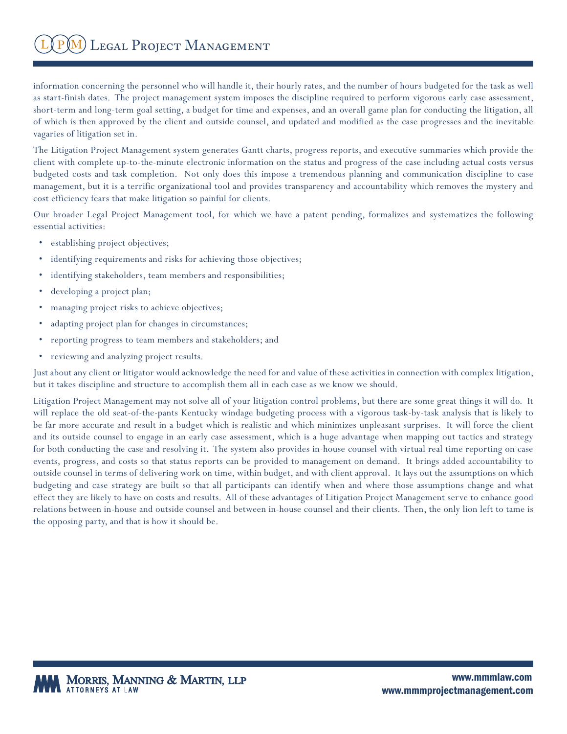information concerning the personnel who will handle it, their hourly rates, and the number of hours budgeted for the task as well as start-finish dates. The project management system imposes the discipline required to perform vigorous early case assessment, short-term and long-term goal setting, a budget for time and expenses, and an overall game plan for conducting the litigation, all of which is then approved by the client and outside counsel, and updated and modified as the case progresses and the inevitable vagaries of litigation set in.

The Litigation Project Management system generates Gantt charts, progress reports, and executive summaries which provide the client with complete up-to-the-minute electronic information on the status and progress of the case including actual costs versus budgeted costs and task completion. Not only does this impose a tremendous planning and communication discipline to case management, but it is a terrific organizational tool and provides transparency and accountability which removes the mystery and cost efficiency fears that make litigation so painful for clients.

Our broader Legal Project Management tool, for which we have a patent pending, formalizes and systematizes the following essential activities:

- establishing project objectives;
- identifying requirements and risks for achieving those objectives;
- identifying stakeholders, team members and responsibilities;
- developing a project plan;
- managing project risks to achieve objectives;
- adapting project plan for changes in circumstances;
- reporting progress to team members and stakeholders; and
- reviewing and analyzing project results.

Just about any client or litigator would acknowledge the need for and value of these activities in connection with complex litigation, but it takes discipline and structure to accomplish them all in each case as we know we should.

Litigation Project Management may not solve all of your litigation control problems, but there are some great things it will do. It will replace the old seat-of-the-pants Kentucky windage budgeting process with a vigorous task-by-task analysis that is likely to be far more accurate and result in a budget which is realistic and which minimizes unpleasant surprises. It will force the client and its outside counsel to engage in an early case assessment, which is a huge advantage when mapping out tactics and strategy for both conducting the case and resolving it. The system also provides in-house counsel with virtual real time reporting on case events, progress, and costs so that status reports can be provided to management on demand. It brings added accountability to outside counsel in terms of delivering work on time, within budget, and with client approval. It lays out the assumptions on which budgeting and case strategy are built so that all participants can identify when and where those assumptions change and what effect they are likely to have on costs and results. All of these advantages of Litigation Project Management serve to enhance good relations between in-house and outside counsel and between in-house counsel and their clients. Then, the only lion left to tame is the opposing party, and that is how it should be.